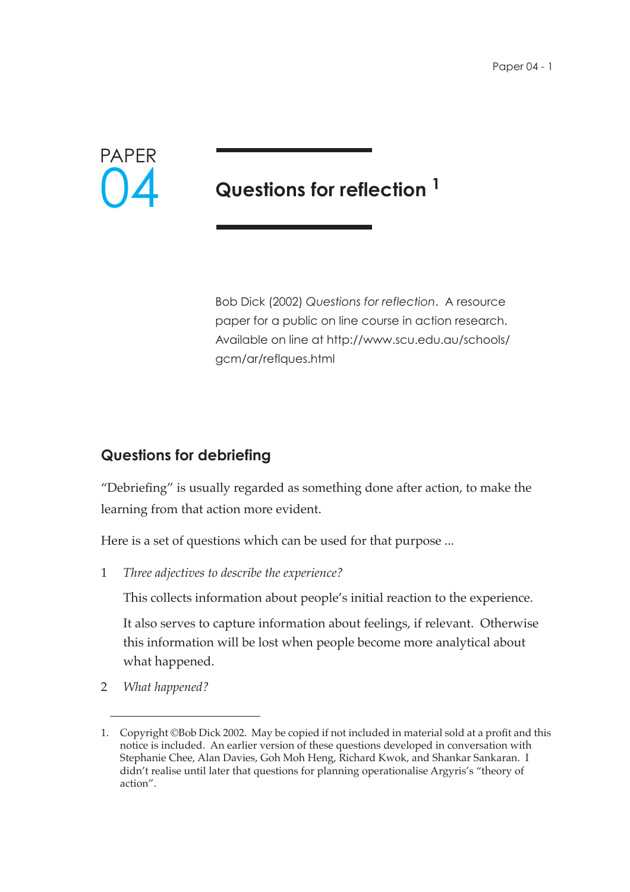PAPER 04

# Questions for reflection [1]

Bob Dick (2002) *Questions for reflection*. A resource paper for a public on line course in action research. Available on line at http://www.scu.edu.au/schools/gcm/ar/reflques.html

## Questions for debriefing

"Debriefing" is usually regarded as something done after action, to make the learning from that action more evident.

Here is a set of questions which can be used for that purpose ...

1 *Three adjectives to describe the experience?*

   This collects information about people's initial reaction to the experience.

   It also serves to capture information about feelings, if relevant. Otherwise this information will be lost when people become more analytical about what happened.

2 *What happened?*

---

1. Copyright ©Bob Dick 2002. May be copied if not included in material sold at a profit and this notice is included. An earlier version of these questions developed in conversation with Stephanie Chee, Alan Davies, Goh Moh Heng, Richard Kwok, and Shankar Sankaran. I didn't realise until later that questions for planning operationalise Argyris's "theory of action".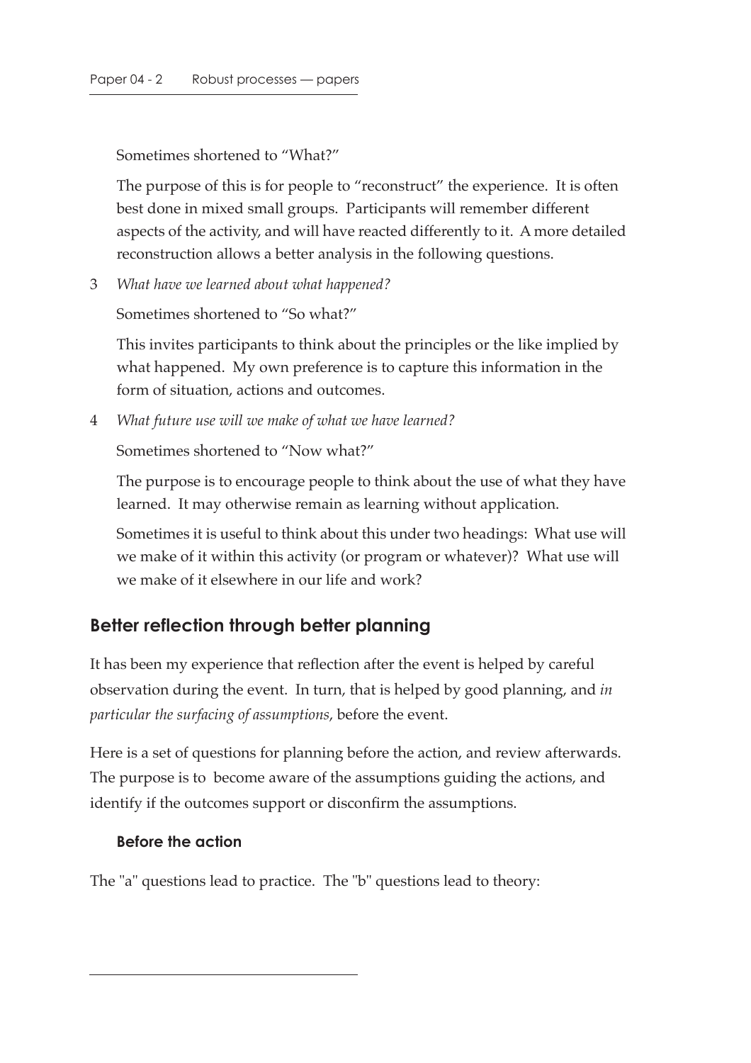Sometimes shortened to “What?”

The purpose of this is for people to “reconstruct” the experience. It is often best done in mixed small groups. Participants will remember different aspects of the activity, and will have reacted differently to it. A more detailed reconstruction allows a better analysis in the following questions.

3 *What have we learned about what happened?*

Sometimes shortened to “So what?”

This invites participants to think about the principles or the like implied by what happened. My own preference is to capture this information in the form of situation, actions and outcomes.

4 *What future use will we make of what we have learned?*

Sometimes shortened to “Now what?”

The purpose is to encourage people to think about the use of what they have learned. It may otherwise remain as learning without application.

Sometimes it is useful to think about this under two headings: What use will we make of it within this activity (or program or whatever)? What use will we make of it elsewhere in our life and work?

## Better reflection through better planning

It has been my experience that reflection after the event is helped by careful observation during the event. In turn, that is helped by good planning, and *in particular the surfacing of assumptions*, before the event.

Here is a set of questions for planning before the action, and review afterwards. The purpose is to become aware of the assumptions guiding the actions, and identify if the outcomes support or disconfirm the assumptions.

### Before the action

The "a" questions lead to practice. The "b" questions lead to theory: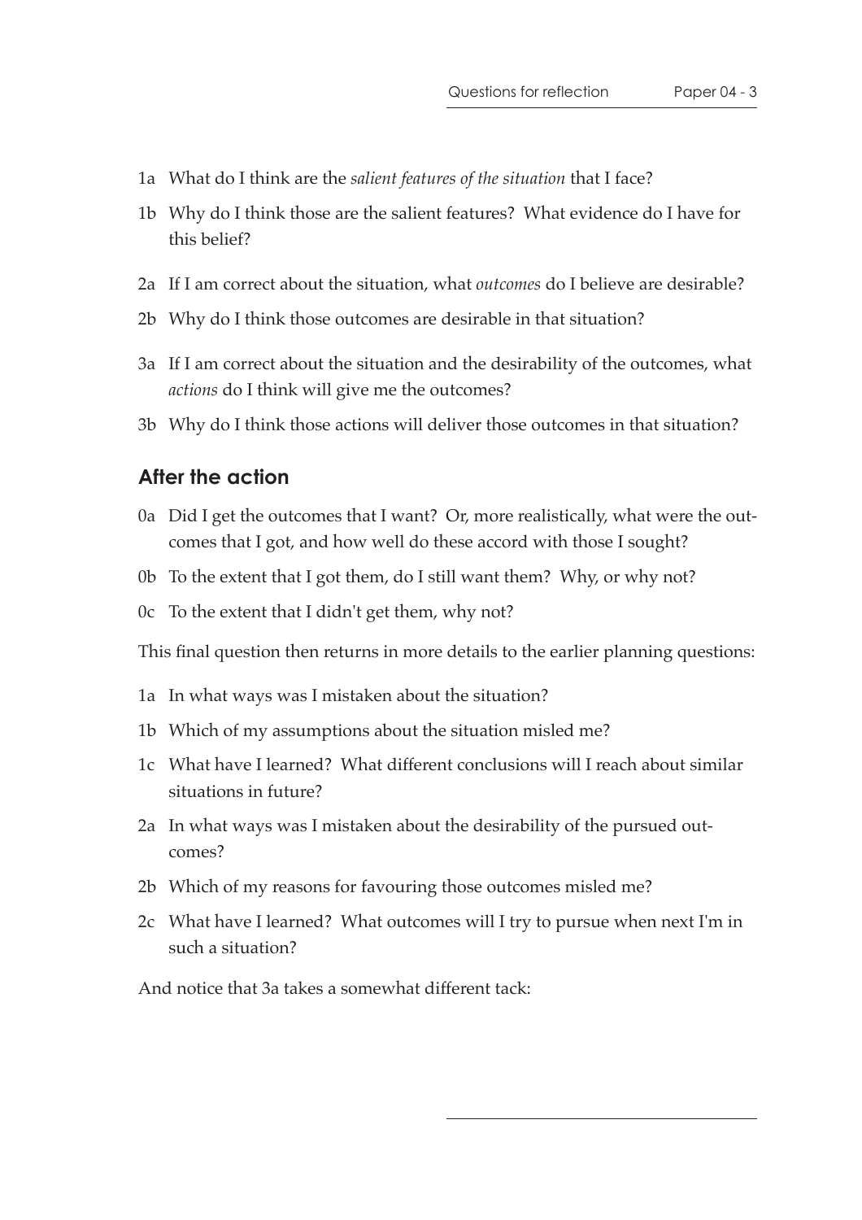1a What do I think are the *salient features of the situation* that I face?

1b Why do I think those are the salient features? What evidence do I have for this belief?

2a If I am correct about the situation, what *outcomes* do I believe are desirable?

2b Why do I think those outcomes are desirable in that situation?

3a If I am correct about the situation and the desirability of the outcomes, what *actions* do I think will give me the outcomes?

3b Why do I think those actions will deliver those outcomes in that situation?

## After the action

0a Did I get the outcomes that I want? Or, more realistically, what were the outcomes that I got, and how well do these accord with those I sought?

0b To the extent that I got them, do I still want them? Why, or why not?

0c To the extent that I didn't get them, why not?

This final question then returns in more details to the earlier planning questions:

1a In what ways was I mistaken about the situation?

1b Which of my assumptions about the situation misled me?

1c What have I learned? What different conclusions will I reach about similar situations in future?

2a In what ways was I mistaken about the desirability of the pursued outcomes?

2b Which of my reasons for favouring those outcomes misled me?

2c What have I learned? What outcomes will I try to pursue when next I'm in such a situation?

And notice that 3a takes a somewhat different tack: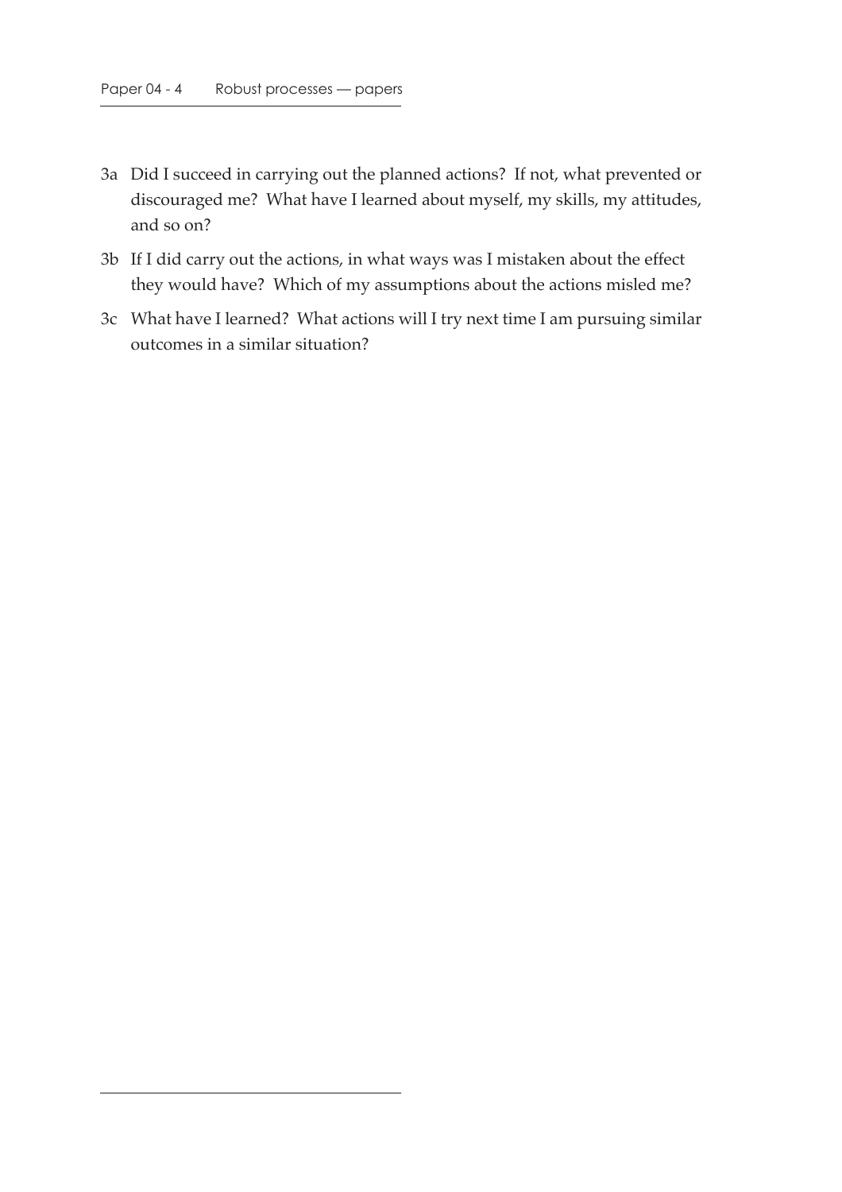3a Did I succeed in carrying out the planned actions? If not, what prevented or discouraged me? What have I learned about myself, my skills, my attitudes, and so on?

3b If I did carry out the actions, in what ways was I mistaken about the effect they would have? Which of my assumptions about the actions misled me?

3c What have I learned? What actions will I try next time I am pursuing similar outcomes in a similar situation?